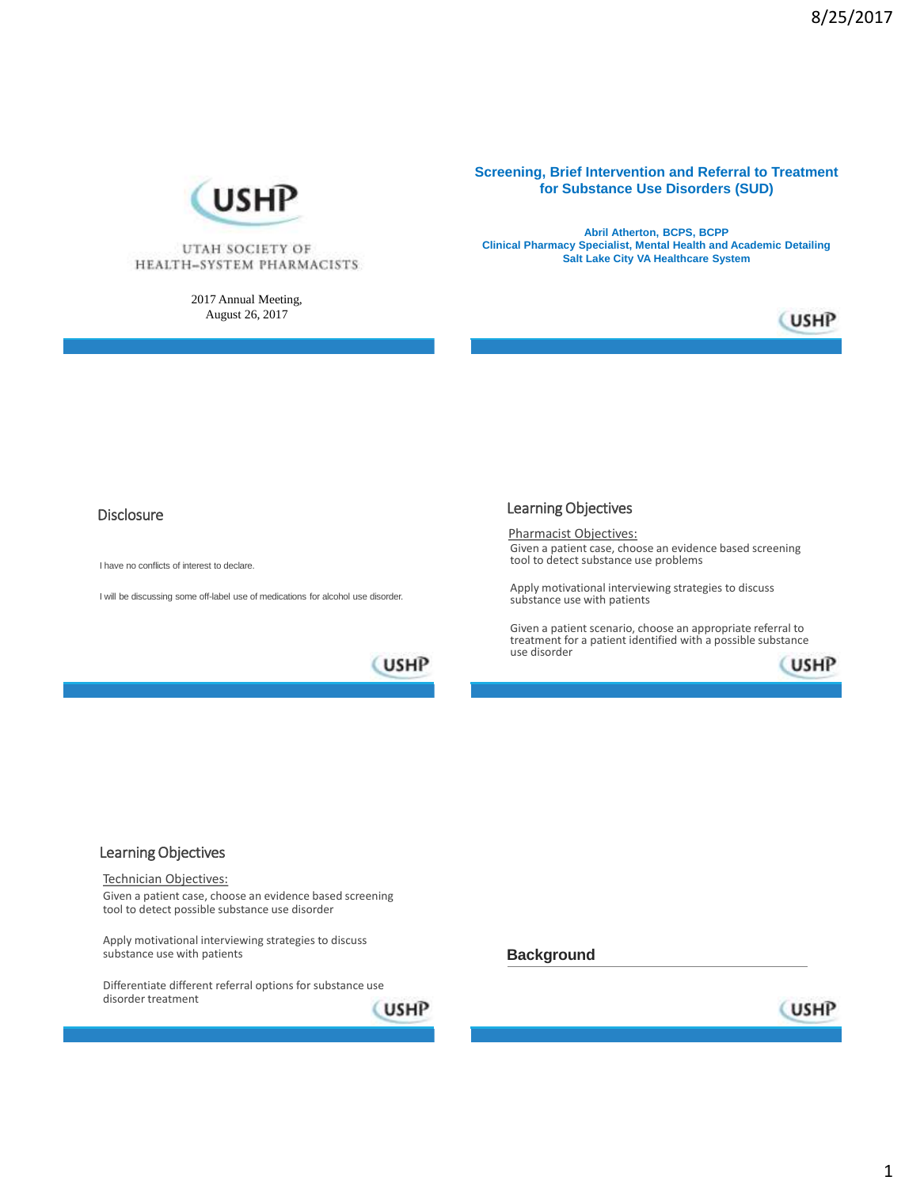USHP

UTAH SOCIETY OF HEALTH-SYSTEM PHARMACISTS

2017 Annual Meeting,
August 26, 2017

# Screening, Brief Intervention and Referral to Treatment for Substance Use Disorders (SUD)

**Abril Atherton, BCPS, BCPP**
**Clinical Pharmacy Specialist, Mental Health and Academic Detailing**
**Salt Lake City VA Healthcare System**

## Disclosure

I have no conflicts of interest to declare.

I will be discussing some off-label use of medications for alcohol use disorder.

## Learning Objectives

Pharmacist Objectives:

Given a patient case, choose an evidence based screening tool to detect substance use problems

Apply motivational interviewing strategies to discuss substance use with patients

Given a patient scenario, choose an appropriate referral to treatment for a patient identified with a possible substance use disorder

## Learning Objectives

Technician Objectives:

Given a patient case, choose an evidence based screening tool to detect possible substance use disorder

Apply motivational interviewing strategies to discuss substance use with patients

Differentiate different referral options for substance use disorder treatment

## Background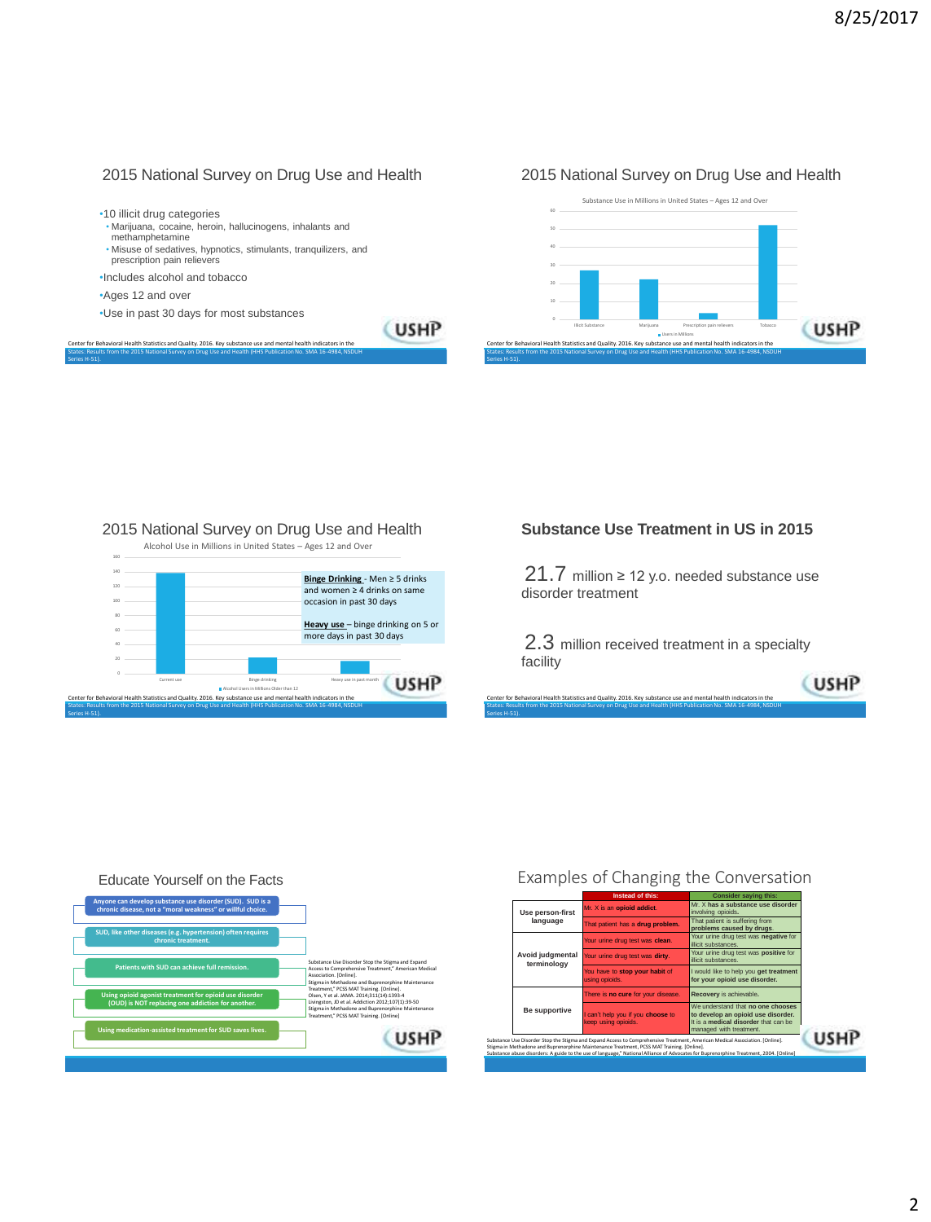## 2015 National Survey on Drug Use and Health

- 10 illicit drug categories
  - Marijuana, cocaine, heroin, hallucinogens, inhalants and methamphetamine
  - Misuse of sedatives, hypnotics, stimulants, tranquilizers, and prescription pain relievers
- Includes alcohol and tobacco
- Ages 12 and over
- Use in past 30 days for most substances

Center for Behavioral Health Statistics and Quality. 2016. Key substance use and mental health indicators in the United States: Results from the 2015 National Survey on Drug Use and Health (HHS Publication No. SMA 16-4984, NSDUH Series H-51).

## 2015 National Survey on Drug Use and Health

Substance Use in Millions in United States – Ages 12 and Over

| Substance | Users in Millions |
|---|---|
| Illicit Substance | ~27 |
| Marijuana | ~22 |
| Prescription pain relievers | ~4 |
| Tobacco | ~52 |

Center for Behavioral Health Statistics and Quality. 2016. Key substance use and mental health indicators in the United States: Results from the 2015 National Survey on Drug Use and Health (HHS Publication No. SMA 16-4984, NSDUH Series H-51).

## 2015 National Survey on Drug Use and Health

Alcohol Use in Millions in United States – Ages 12 and Over

| Category | Alcohol Users in Millions Older than 12 |
|---|---|
| Current use | ~139 |
| Binge drinking | ~22 |
| Heavy use in past month | ~17 |

**Binge Drinking** - Men ≥ 5 drinks and women ≥ 4 drinks on same occasion in past 30 days

**Heavy use** – binge drinking on 5 or more days in past 30 days

Center for Behavioral Health Statistics and Quality. 2016. Key substance use and mental health indicators in the United States: Results from the 2015 National Survey on Drug Use and Health (HHS Publication No. SMA 16-4984, NSDUH Series H-51).

## Substance Use Treatment in US in 2015

21.7 million ≥ 12 y.o. needed substance use disorder treatment

2.3 million received treatment in a specialty facility

Center for Behavioral Health Statistics and Quality. 2016. Key substance use and mental health indicators in the United States: Results from the 2015 National Survey on Drug Use and Health (HHS Publication No. SMA 16-4984, NSDUH Series H-51).

## Educate Yourself on the Facts

- Anyone can develop substance use disorder (SUD). SUD is a chronic disease, not a "moral weakness" or willful choice.
- SUD, like other diseases (e.g. hypertension) often requires chronic treatment.
- Patients with SUD can achieve full remission.
- Using opioid agonist treatment for opioid use disorder (OUD) is NOT replacing one addiction for another.
- Using medication-assisted treatment for SUD saves lives.

Substance Use Disorder Stop the Stigma and Expand Access to Comprehensive Treatment," American Medical Association. [Online].
Stigma in Methadone and Buprenorphine Maintenance Treatment," PCSS MAT Training. [Online].
Olsen, Y et al. JAMA. 2014;311(14):1393-4
Livingston, JD et al. Addiction 2012;107(1):39-50
Stigma in Methadone and Buprenorphine Maintenance Treatment," PCSS MAT Training. [Online]

## Examples of Changing the Conversation

| | Instead of this: | Consider saying this: |
|---|---|---|
| Use person-first language | Mr. X is an **opioid addict**. | Mr. X **has a substance use disorder** involving opioids. |
| | That patient has a **drug problem**. | That patient is suffering from **problems caused by drugs**. |
| Avoid judgmental terminology | Your urine drug test was **clean**. | Your urine drug test was **negative** for illicit substances. |
| | Your urine drug test was **dirty**. | Your urine drug test was **positive** for illicit substances. |
| | You have to **stop your habit** of using opioids. | I would like to help you **get treatment for your opioid use disorder.** |
| Be supportive | There is **no cure** for your disease. | **Recovery** is achievable. |
| | I can't help you if you **choose** to keep using opioids. | We understand that **no one chooses to develop an opioid use disorder.** It is a **medical disorder** that can be managed with treatment. |

Substance Use Disorder Stop the Stigma and Expand Access to Comprehensive Treatment, American Medical Association. [Online].
Stigma in Methadone and Buprenorphine Maintenance Treatment, PCSS MAT Training. [Online].
Substance abuse disorders: A guide to the use of language," National Alliance of Advocates for Buprenorphine Treatment, 2004. [Online].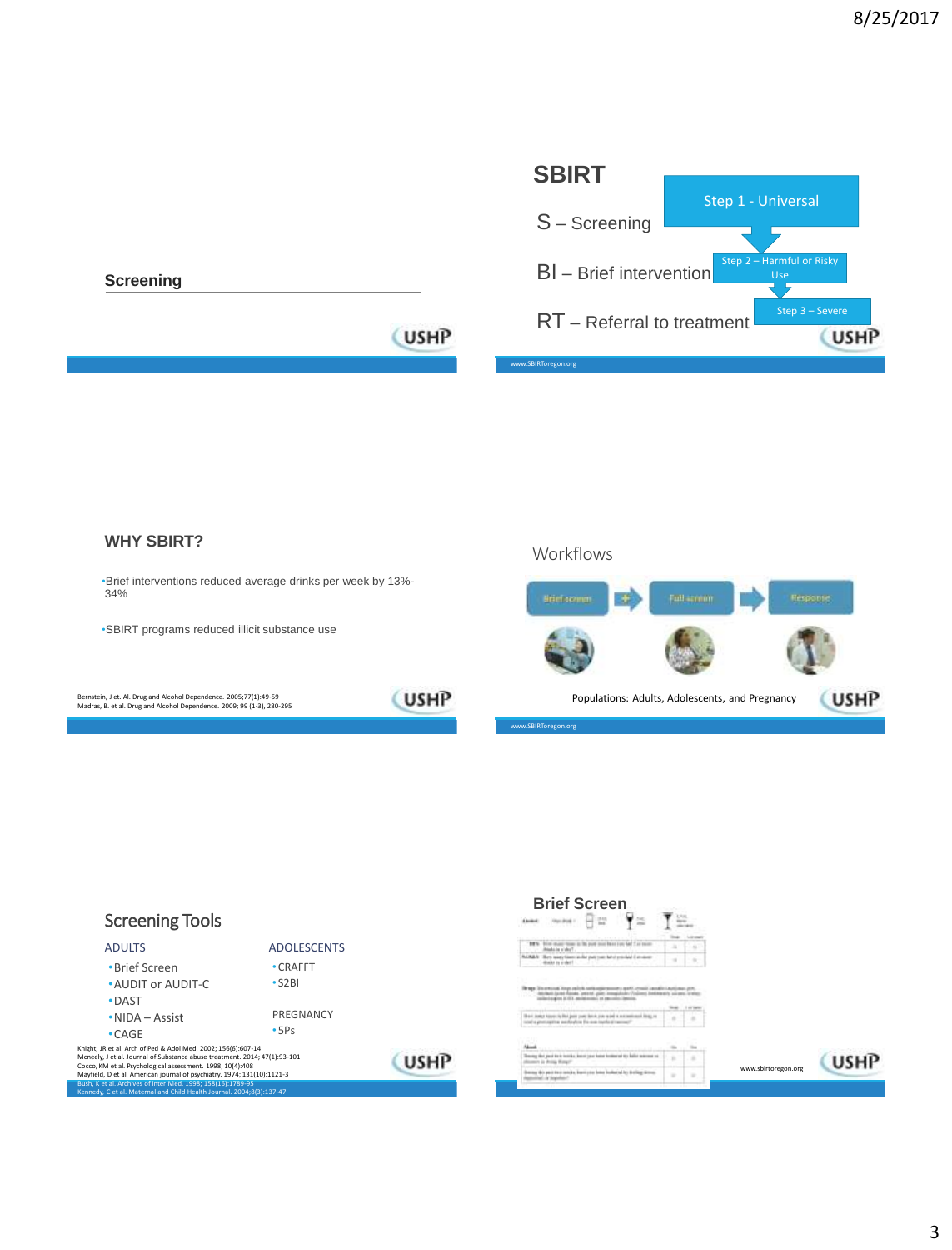## Screening

## SBIRT

S – Screening

BI – Brief intervention

RT – Referral to treatment

Step 1 - Universal

Step 2 – Harmful or Risky Use

Step 3 – Severe

www.SBIRToregon.org

## WHY SBIRT?

- Brief interventions reduced average drinks per week by 13%-34%
- SBIRT programs reduced illicit substance use

Bernstein, J et. Al. Drug and Alcohol Dependence. 2005;77(1):49-59
Madras, B. et al. Drug and Alcohol Dependence. 2009; 99 (1-3), 280-295

## Workflows

Brief screen → Full screen → Response

Populations: Adults, Adolescents, and Pregnancy

www.SBIRToregon.org

## Screening Tools

ADULTS

- Brief Screen
- AUDIT or AUDIT-C
- DAST
- NIDA – Assist
- CAGE

ADOLESCENTS

- CRAFFT
- S2BI

PREGNANCY

- 5Ps

Knight, JR et al. Arch of Ped & Adol Med. 2002; 156(6):607-14
Mcneely, J et al. Journal of Substance abuse treatment. 2014; 47(1):93-101
Cocco, KM et al. Psychological assessment. 1998; 10(4):408
Mayfield, D et al. American journal of psychiatry. 1974; 131(10):1121-3
Bush, K et al. Archives of Inter Med. 1998; 158(16):1789-95
Kennedy, C et al. Maternal and Child Health Journal. 2004;8(3):137-47

## Brief Screen

www.sbirtoregon.org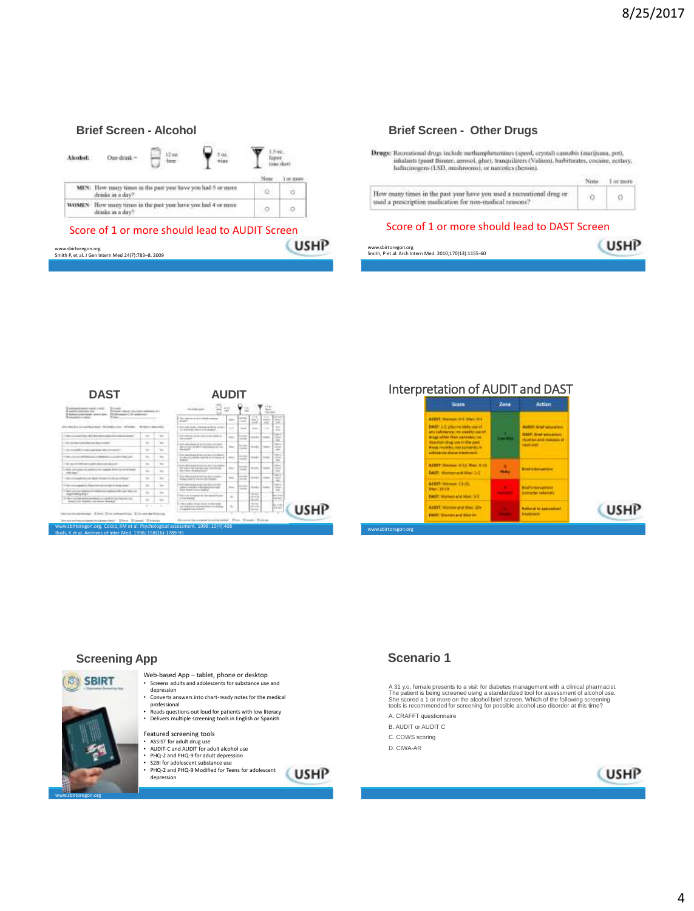## Brief Screen - Alcohol

Alcohol: One drink = 12 oz. beer | 5 oz. wine | 1.5 oz. liquor (one shot)

| | None | 1 or more |
|---|---|---|
| MEN: How many times in the past year have you had 5 or more drinks in a day? | ○ | ○ |
| WOMEN: How many times in the past year have you had 4 or more drinks in a day? | ○ | ○ |

Score of 1 or more should lead to AUDIT Screen

www.sbirtoregon.org
Smith P, et al. J Gen Intern Med 24(7):783–8. 2009

## Brief Screen - Other Drugs

Drugs: Recreational drugs include methamphetamines (speed, crystal) cannabis (marijuana, pot), inhalants (paint thinner, aerosol, glue), tranquilizers (Valium), barbiturates, cocaine, ecstasy, hallucinogens (LSD, mushrooms), or narcotics (heroin).

| | None | 1 or more |
|---|---|---|
| How many times in the past year have you used a recreational drug or used a prescription medication for non-medical reasons? | ○ | ○ |

Score of 1 or more should lead to DAST Screen

www.sbirtoregon.org
Smith, P et al. Arch Intern Med. 2010;170(13):1155-60

## DAST AUDIT

www.sbirtoregon.org, Cocco, KM et al. Psychological assessment. 1998; 10(4):408
Bush, K et al. Archives of Inter Med. 1998; 158(16):1789-95

## Interpretation of AUDIT and DAST

| Score | Zone | Action |
|---|---|---|
| AUDIT: Women 0-3, Men 0-4<br>DAST: 1-2, plus no daily use of any substance; no weekly use of drugs other than cannabis; no injection drug use in the past three months; not currently in substance abuse treatment | I<br>Low Risk | AUDIT: Brief education<br>DAST: Brief education; monitor and reassess at next visit |
| AUDIT: Women 4-12, Men 5-14<br>DAST: Women and Men 1-2 | II<br>Risky | Brief intervention |
| AUDIT: Women 13-19, Men 15-19<br>DAST: Women and Men 3-5 | III<br>Harmful | Brief intervention (consider referral) |
| AUDIT: Women and Men 20+<br>DAST: Women and Men 6+ | IV<br>Severe | Referral to specialized treatment |

www.sbirtoregon.org

## Screening App

SBIRT

Web-based App – tablet, phone or desktop
- Screens adults and adolescents for substance use and depression
- Converts answers into chart-ready notes for the medical professional
- Reads questions out loud for patients with low literacy
- Delivers multiple screening tools in English or Spanish

Featured screening tools
- ASSIST for adult drug use
- AUDIT-C and AUDIT for adult alcohol use
- PHQ-2 and PHQ-9 for adult depression
- S2BI for adolescent substance use
- PHQ-2 and PHQ-9 Modified for Teens for adolescent depression

www.sbirtoregon.org

## Scenario 1

A 31 y.o. female presents to a visit for diabetes management with a clinical pharmacist. The patient is being screened using a standardized tool for assessment of alcohol use. She scored a 1 or more on the alcohol brief screen. Which of the following screening tools is recommended for screening for possible alcohol use disorder at this time?

A. CRAFFT questionnaire

B. AUDIT or AUDIT C

C. COWS scoring

D. CIWA-AR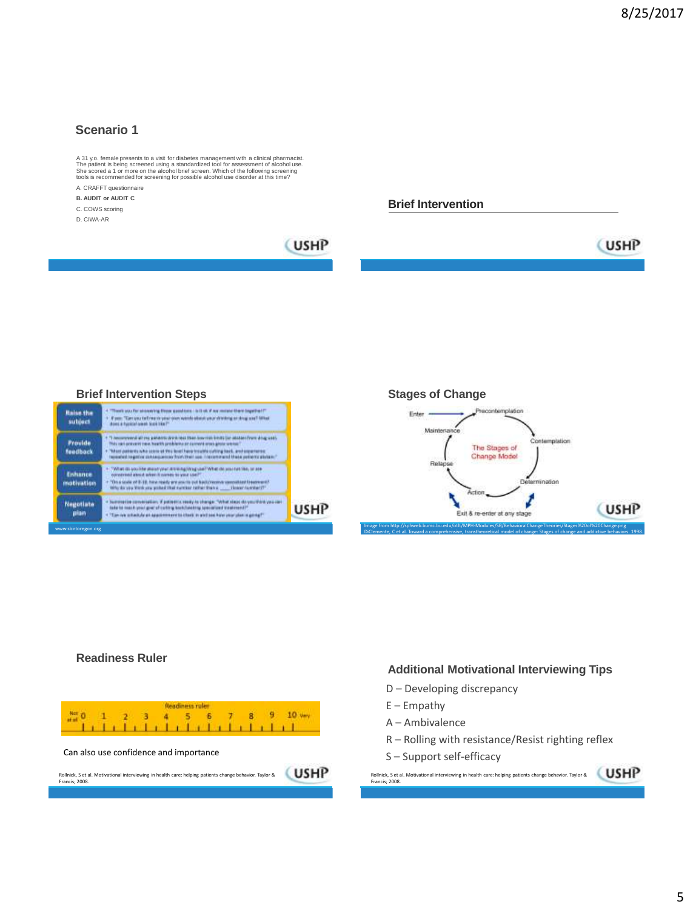## Scenario 1

A 31 y.o. female presents to a visit for diabetes management with a clinical pharmacist. The patient is being screened using a standardized tool for assessment of alcohol use. She scored a 1 or more on the alcohol brief screen. Which of the following screening tools is recommended for screening for possible alcohol use disorder at this time?

A. CRAFFT questionnaire

**B. AUDIT or AUDIT C**

C. COWS scoring

D. CIWA-AR

## Brief Intervention

## Brief Intervention Steps

| | |
|---|---|
| **Raise the subject** | • "Thank you for answering these questions – is it ok if we review them together?"<br>• If yes: "Can you tell me in your own words about your drinking or drug use? What does a typical week look like?" |
| **Provide feedback** | • "I recommend all my patients drink less than low-risk limits (or abstain from drug use). This can prevent new health problems or current ones from getting worse."<br>• "Most patients who score at this level have trouble cutting back, and experience repeated negative consequences from their use. I recommend these patients abstain." |
| **Enhance motivation** | • "What do you like about your drinking/drug use? What do you not like, or are concerned about when it comes to your use?"<br>• "On a scale of 0-10, how ready are you to cut back/receive specialized treatment? Why do you think you picked that number rather than a ___ (lower number)?" |
| **Negotiate plan** | • Summarize conversation. If patient is ready to change: "What steps do you think you can take to reach your goal of cutting back/seeking specialized treatment?"<br>• "Can we schedule an appointment to check in and see how your plan is going?" |

www.sbirtoregon.org

## Stages of Change

Enter → Precontemplation → Contemplation → Determination → Action → Maintenance → Relapse

The Stages of Change Model

Exit & re-enter at any stage

Image from http://sphweb.bumc.bu.edu/otlt/MPH-Modules/SB/BehavioralChangeTheories/Stages%20of%20Change.png
DiClemente, C et al. Toward a comprehensive, transtheoretical model of change: Stages of change and addictive behaviors. 1998.

## Readiness Ruler

Readiness ruler: Not at all 0 1 2 3 4 5 6 7 8 9 10 Very

Can also use confidence and importance

Rollnick, S et al. Motivational interviewing in health care: helping patients change behavior. Taylor & Francis; 2008.

## Additional Motivational Interviewing Tips

D – Developing discrepancy

E – Empathy

A – Ambivalence

R – Rolling with resistance/Resist righting reflex

S – Support self-efficacy

Rollnick, S et al. Motivational interviewing in health care: helping patients change behavior. Taylor & Francis; 2008.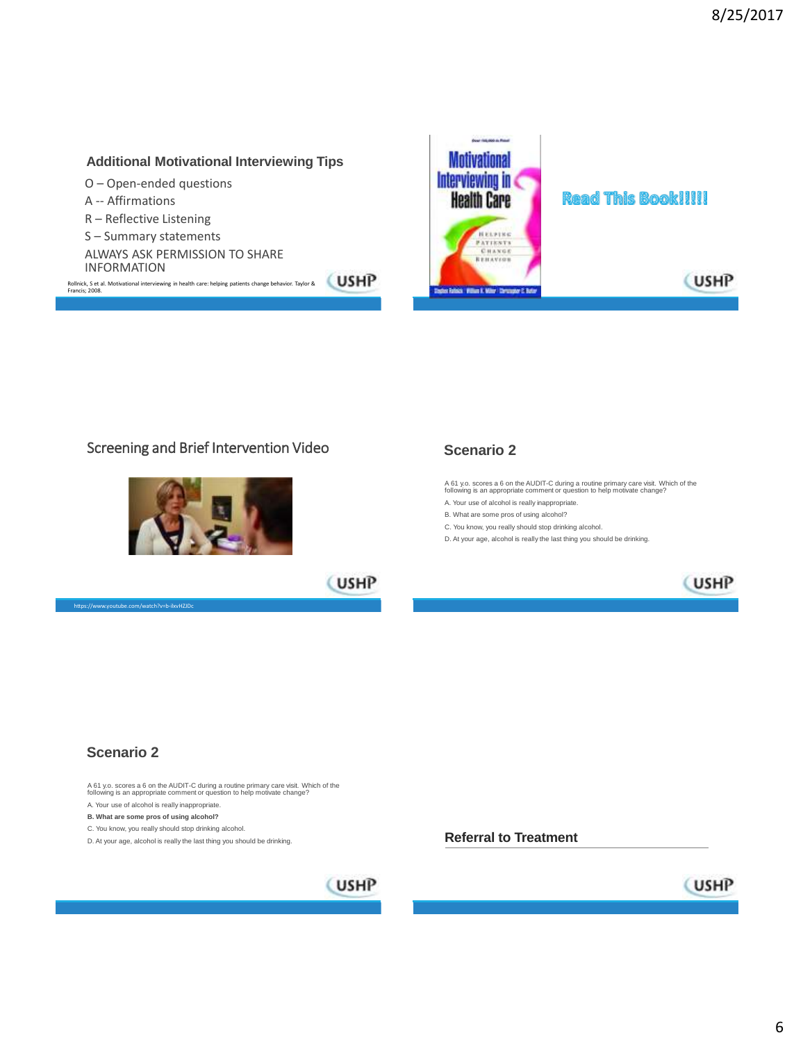## Additional Motivational Interviewing Tips

O – Open-ended questions
A -- Affirmations
R – Reflective Listening
S – Summary statements
ALWAYS ASK PERMISSION TO SHARE INFORMATION

Rollnick, S et al. Motivational interviewing in health care: helping patients change behavior. Taylor & Francis; 2008.

USHP

---

Motivational Interviewing in Health Care

Helping Patients Change Behavior

Stephen Rollnick · William R. Miller · Christopher C. Butler

**Read This Book!!!!!**

USHP

---

## Screening and Brief Intervention Video

https://www.youtube.com/watch?v=b-ilxvHZJDc

USHP

---

## Scenario 2

A 61 y.o. scores a 6 on the AUDIT-C during a routine primary care visit. Which of the following is an appropriate comment or question to help motivate change?

A. Your use of alcohol is really inappropriate.
B. What are some pros of using alcohol?
C. You know, you really should stop drinking alcohol.
D. At your age, alcohol is really the last thing you should be drinking.

USHP

---

## Scenario 2

A 61 y.o. scores a 6 on the AUDIT-C during a routine primary care visit. Which of the following is an appropriate comment or question to help motivate change?

A. Your use of alcohol is really inappropriate.
**B. What are some pros of using alcohol?**
C. You know, you really should stop drinking alcohol.
D. At your age, alcohol is really the last thing you should be drinking.

USHP

---

## Referral to Treatment

USHP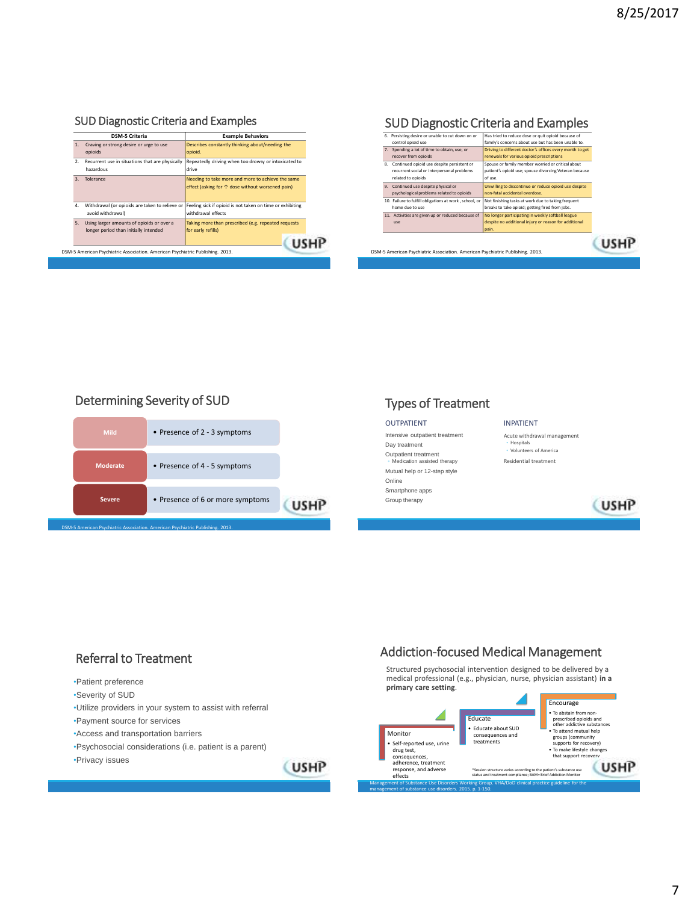## SUD Diagnostic Criteria and Examples

| DSM-5 Criteria | Example Behaviors |
|---|---|
| 1. Craving or strong desire or urge to use opioids | Describes constantly thinking about/needing the opioid. |
| 2. Recurrent use in situations that are physically hazardous | Repeatedly driving when too drowsy or intoxicated to drive |
| 3. Tolerance | Needing to take more and more to achieve the same effect (asking for ↑ dose without worsened pain) |
| 4. Withdrawal (or opioids are taken to relieve or avoid withdrawal) | Feeling sick if opioid is not taken on time or exhibiting withdrawal effects |
| 5. Using larger amounts of opioids or over a longer period than initially intended | Taking more than prescribed (e.g. repeated requests for early refills) |

DSM-5 American Psychiatric Association. American Psychiatric Publishing. 2013.

## SUD Diagnostic Criteria and Examples

| DSM-5 Criteria | Example Behaviors |
|---|---|
| 6. Persisting desire or unable to cut down on or control opioid use | Has tried to reduce dose or quit opioid because of family's concerns about use but has been unable to. |
| 7. Spending a lot of time to obtain, use, or recover from opioids | Driving to different doctor's offices every month to get renewals for various opioid prescriptions |
| 8. Continued opioid use despite persistent or recurrent social or interpersonal problems related to opioids | Spouse or family member worried or critical about patient's opioid use; spouse divorcing Veteran because of use. |
| 9. Continued use despite physical or psychological problems related to opioids | Unwilling to discontinue or reduce opioid use despite non-fatal accidental overdose. |
| 10. Failure to fulfill obligations at work, school, or home due to use | Not finishing tasks at work due to taking frequent breaks to take opioid; getting fired from jobs. |
| 11. Activities are given up or reduced because of use | No longer participating in weekly softball league despite no additional injury or reason for additional pain. |

DSM-5 American Psychiatric Association. American Psychiatric Publishing. 2013.

## Determining Severity of SUD

| Severity | Symptoms |
|---|---|
| Mild | Presence of 2 - 3 symptoms |
| Moderate | Presence of 4 - 5 symptoms |
| Severe | Presence of 6 or more symptoms |

DSM-5 American Psychiatric Association. American Psychiatric Publishing. 2013.

## Types of Treatment

**OUTPATIENT**

- Intensive outpatient treatment
- Day treatment
- Outpatient treatment
  - Medication assisted therapy
- Mutual help or 12-step style
- Online
- Smartphone apps
- Group therapy

**INPATIENT**

- Acute withdrawal management
  - Hospitals
  - Volunteers of America
- Residential treatment

## Referral to Treatment

- Patient preference
- Severity of SUD
- Utilize providers in your system to assist with referral
- Payment source for services
- Access and transportation barriers
- Psychosocial considerations (i.e. patient is a parent)
- Privacy issues

## Addiction-focused Medical Management

Structured psychosocial intervention designed to be delivered by a medical professional (e.g., physician, nurse, physician assistant) **in a primary care setting**.

**Monitor**
- Self-reported use, urine drug test, consequences, adherence, treatment response, and adverse effects

**Educate**
- Educate about SUD consequences and treatments

**Encourage**
- To abstain from non-prescribed opioids and other addictive substances
- To attend mutual help groups (community supports for recovery)
- To make lifestyle changes that support recovery

*Session structure varies according to the patient's substance use status and treatment compliance; BAM=Brief Addiction Monitor

Management of Substance Use Disorders Working Group. VHA/DoD clinical practice guideline for the management of substance use disorders. 2015. p. 1-150.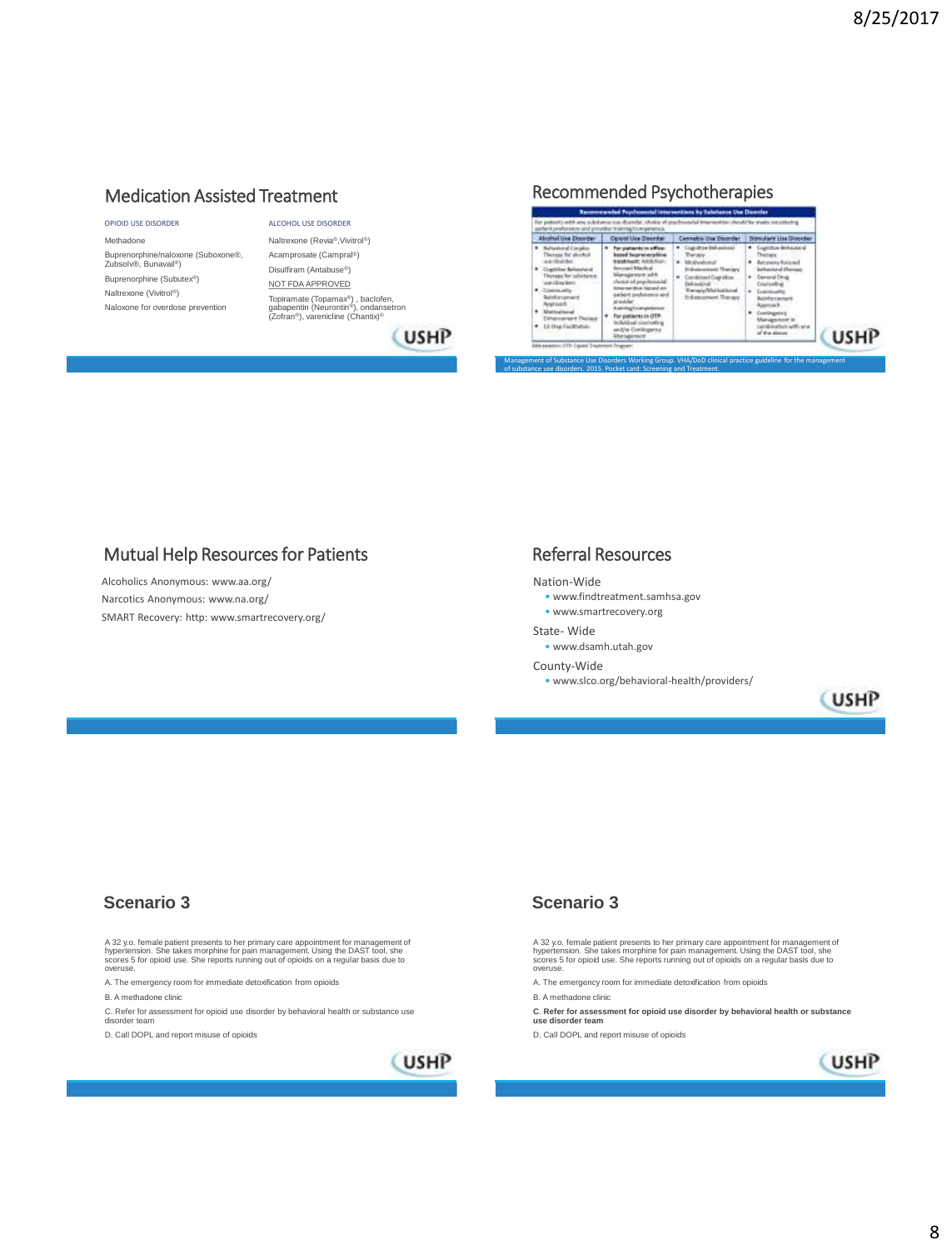## Medication Assisted Treatment

| OPIOID USE DISORDER | ALCOHOL USE DISORDER |
|---|---|
| Methadone | Naltrexone (Revia®,Vivitrol®) |
| Buprenorphine/naloxone (Suboxone®, Zubsolv®, Bunavail®) | Acamprosate (Campral®) |
| Buprenorphine (Subutex®) | Disulfiram (Antabuse®) |
| Naltrexone (Vivitrol®) | NOT FDA APPROVED |
| Naloxone for overdose prevention | Topiramate (Topamax®) , baclofen, gabapentin (Neurontin®), ondansetron (Zofran®), varenicline (Chantix)® |

## Recommended Psychotherapies

**Recommended Psychosocial Interventions by Substance Use Disorder**

For patients with any substance use disorder, choice of psychosocial intervention should be made considering patient preference and provider training/competence.

| Alcohol Use Disorder | Opioid Use Disorder | Cannabis Use Disorder | Stimulant Use Disorder |
|---|---|---|---|
| • Behavioral Couples Therapy for alcohol use disorder<br>• Cognitive Behavioral Therapy for substance use disorders<br>• Community Reinforcement Approach<br>• Motivational Enhancement Therapy<br>• 12-Step Facilitation | • **For patients in office-based buprenorphine treatment:** Addiction-focused Medical Management with choice of psychosocial intervention based on patient preference and provider training/competence<br>• **For patients in OTP:** Individual counseling and/or Contingency Management | • Cognitive Behavioral Therapy<br>• Motivational Enhancement Therapy<br>• Combined Cognitive Behavioral Therapy/Motivational Enhancement Therapy | • Cognitive Behavioral Therapy<br>• Recovery-focused behavioral therapy<br>• General Drug Counseling<br>• Community Reinforcement Approach<br>• Contingency Management in combination with one of the above |

Abbreviations: OTP: Opioid Treatment Program

Management of Substance Use Disorders Working Group. VHA/DoD clinical practice guideline for the management of substance use disorders. 2015. Pocket card: Screening and Treatment.

## Mutual Help Resources for Patients

Alcoholics Anonymous: www.aa.org/

Narcotics Anonymous: www.na.org/

SMART Recovery: http: www.smartrecovery.org/

## Referral Resources

Nation-Wide
- www.findtreatment.samhsa.gov
- www.smartrecovery.org

State- Wide
- www.dsamh.utah.gov

County-Wide
- www.slco.org/behavioral-health/providers/

## Scenario 3

A 32 y.o. female patient presents to her primary care appointment for management of hypertension. She takes morphine for pain management. Using the DAST tool, she scores 5 for opioid use. She reports running out of opioids on a regular basis due to overuse.

A. The emergency room for immediate detoxification from opioids

B. A methadone clinic

C. Refer for assessment for opioid use disorder by behavioral health or substance use disorder team

D. Call DOPL and report misuse of opioids

## Scenario 3

A 32 y.o. female patient presents to her primary care appointment for management of hypertension. She takes morphine for pain management. Using the DAST tool, she scores 5 for opioid use. She reports running out of opioids on a regular basis due to overuse.

A. The emergency room for immediate detoxification from opioids

B. A methadone clinic

**C. Refer for assessment for opioid use disorder by behavioral health or substance use disorder team**

D. Call DOPL and report misuse of opioids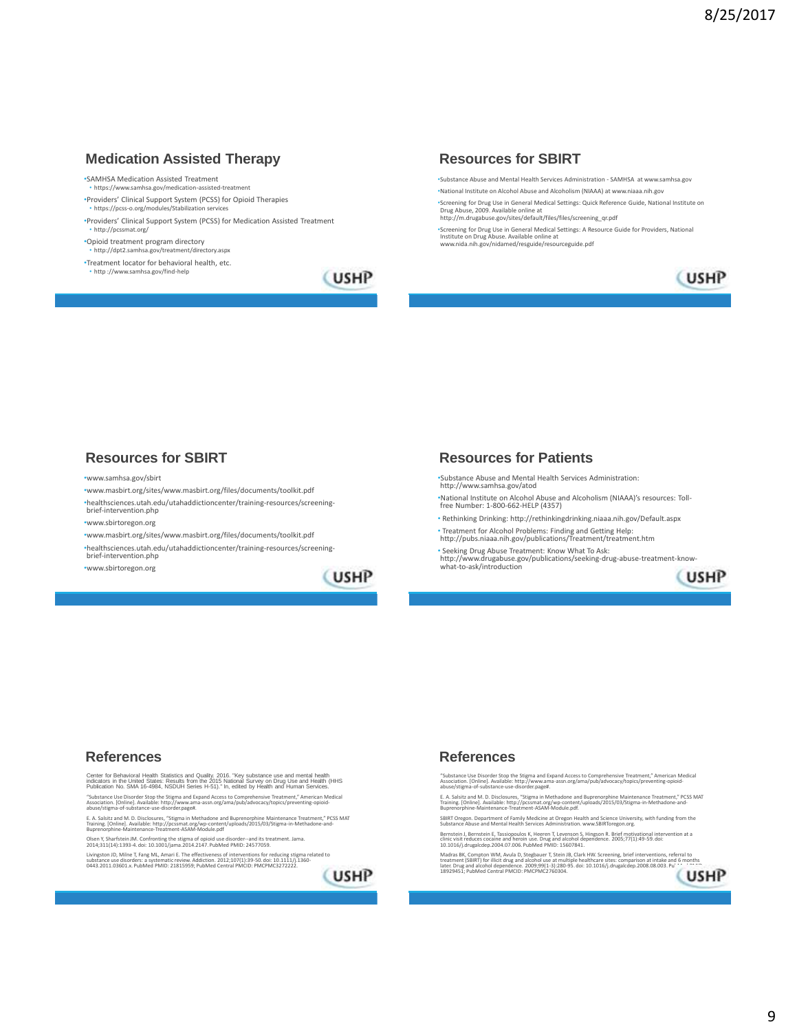## Medication Assisted Therapy

- SAMHSA Medication Assisted Treatment
  - https://www.samhsa.gov/medication-assisted-treatment
- Providers' Clinical Support System (PCSS) for Opioid Therapies
  - https://pcss-o.org/modules/Stabilization services
- Providers' Clinical Support System (PCSS) for Medication Assisted Treatment
  - http://pcssmat.org/
- Opioid treatment program directory
  - http://dpt2.samhsa.gov/treatment/directory.aspx
- Treatment locator for behavioral health, etc.
  - http ://www.samhsa.gov/find-help

## Resources for SBIRT

- Substance Abuse and Mental Health Services Administration - SAMHSA at www.samhsa.gov
- National Institute on Alcohol Abuse and Alcoholism (NIAAA) at www.niaaa.nih.gov
- Screening for Drug Use in General Medical Settings: Quick Reference Guide, National Institute on Drug Abuse, 2009. Available online at http://m.drugabuse.gov/sites/default/files/files/screening_qr.pdf
- Screening for Drug Use in General Medical Settings: A Resource Guide for Providers, National Institute on Drug Abuse. Available online at www.nida.nih.gov/nidamed/resguide/resourceguide.pdf

## Resources for SBIRT

- www.samhsa.gov/sbirt
- www.masbirt.org/sites/www.masbirt.org/files/documents/toolkit.pdf
- healthsciences.utah.edu/utahaddictioncenter/training-resources/screening-brief-intervention.php
- www.sbirtoregon.org
- www.masbirt.org/sites/www.masbirt.org/files/documents/toolkit.pdf
- healthsciences.utah.edu/utahaddictioncenter/training-resources/screening-brief-intervention.php
- www.sbirtoregon.org

## Resources for Patients

- Substance Abuse and Mental Health Services Administration: http://www.samhsa.gov/atod
- National Institute on Alcohol Abuse and Alcoholism (NIAAA)'s resources: Toll-free Number: 1-800-662-HELP (4357)
- Rethinking Drinking: http://rethinkingdrinking.niaaa.nih.gov/Default.aspx
- Treatment for Alcohol Problems: Finding and Getting Help: http://pubs.niaaa.nih.gov/publications/Treatment/treatment.htm
- Seeking Drug Abuse Treatment: Know What To Ask: http://www.drugabuse.gov/publications/seeking-drug-abuse-treatment-know-what-to-ask/introduction

## References

Center for Behavioral Health Statistics and Quality. 2016. "Key substance use and mental health indicators in the United States: Results from the 2015 National Survey on Drug Use and Health (HHS Publication No. SMA 16-4984, NSDUH Series H-51)." In, edited by Health and Human Services.

"Substance Use Disorder Stop the Stigma and Expand Access to Comprehensive Treatment," American Medical Association. [Online]. Available: http://www.ama-assn.org/ama/pub/advocacy/topics/preventing-opioid-abuse/stigma-of-substance-use-disorder.page#.

E. A. Salsitz and M. D. Disclosures, "Stigma in Methadone and Buprenorphine Maintenance Treatment," PCSS MAT Training. [Online]. Available: http://pcssmat.org/wp-content/uploads/2015/03/Stigma-in-Methadone-and-Buprenorphine-Maintenance-Treatment-ASAM-Module.pdf

Olsen Y, Sharfstein JM. Confronting the stigma of opioid use disorder--and its treatment. Jama. 2014;311(14):1393-4. doi: 10.1001/jama.2014.2147. PubMed PMID: 24577059.

Livingston JD, Milne T, Fang ML, Amari E. The effectiveness of interventions for reducing stigma related to substance use disorders: a systematic review. Addiction. 2012;107(1):39-50. doi: 10.1111/j.1360-0443.2011.03601.x. PubMed PMID: 21815959; PubMed Central PMCID: PMCPMC3272222.

## References

"Substance Use Disorder Stop the Stigma and Expand Access to Comprehensive Treatment," American Medical Association. [Online]. Available: http://www.ama-assn.org/ama/pub/advocacy/topics/preventing-opioid-abuse/stigma-of-substance-use-disorder.page#.

E. A. Salsitz and M. D. Disclosures, "Stigma in Methadone and Buprenorphine Maintenance Treatment," PCSS MAT Training. [Online]. Available: http://pcssmat.org/wp-content/uploads/2015/03/Stigma-in-Methadone-and-Buprenorphine-Maintenance-Treatment-ASAM-Module.pdf.

SBIRT Oregon. Department of Family Medicine at Oregon Health and Science University, with funding from the Substance Abuse and Mental Health Services Administration. www.SBIRToregon.org.

Bernstein J, Bernstein E, Tassiopoulos K, Heeren T, Levenson S, Hingson R. Brief motivational intervention at a clinic visit reduces cocaine and heroin use. Drug and alcohol dependence. 2005;77(1):49-59. doi: 10.1016/j.drugalcdep.2004.07.006. PubMed PMID: 15607841.

Madras BK, Compton WM, Avula D, Stegbauer T, Stein JB, Clark HW. Screening, brief interventions, referral to treatment (SBIRT) for illicit drug and alcohol use at multiple healthcare sites: comparison at intake and 6 months later. Drug and alcohol dependence. 2009;99(1-3):280-95. doi: 10.1016/j.drugalcdep.2008.08.003. PubMed PMID: 18929451; PubMed Central PMCID: PMCPMC2760304.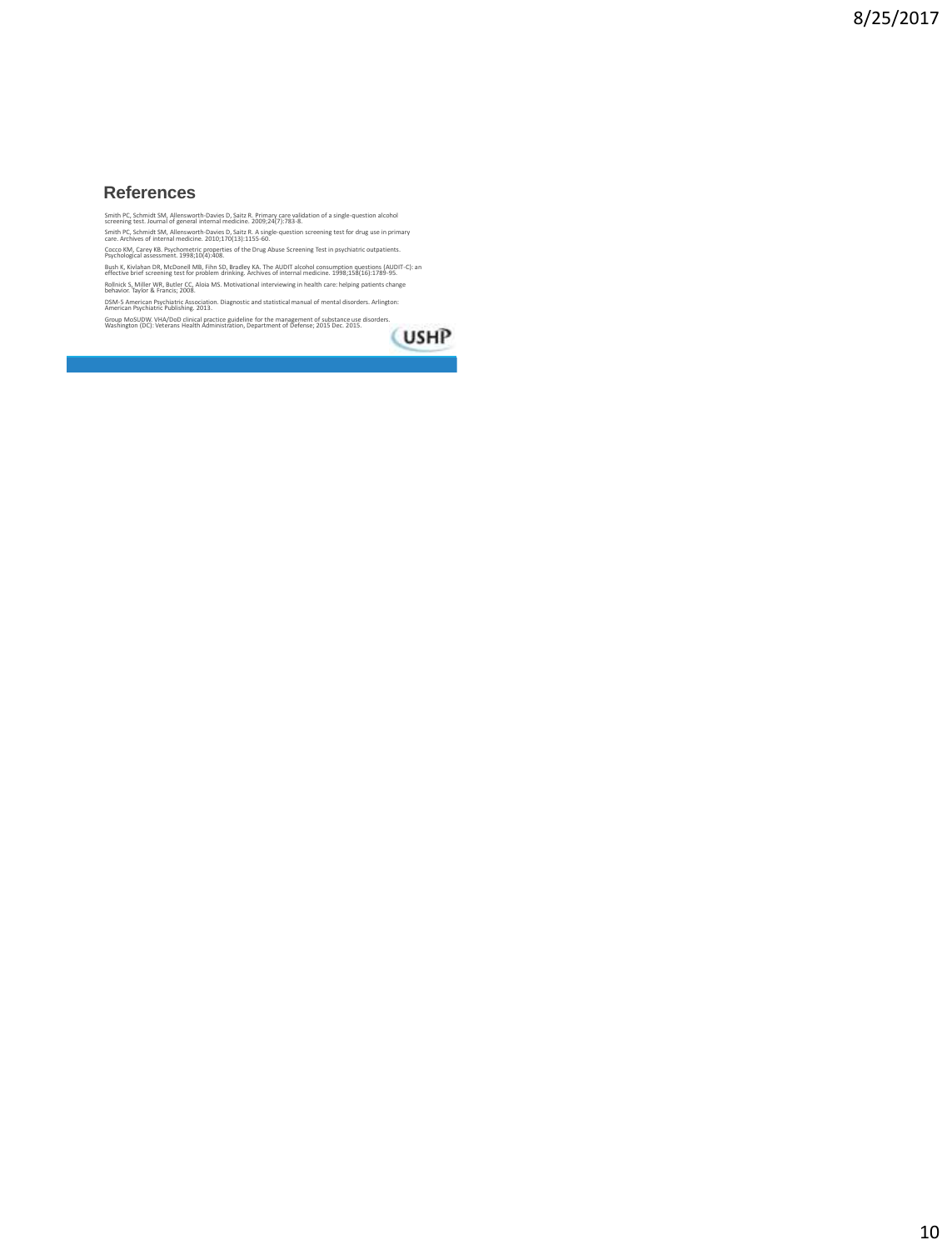## References

Smith PC, Schmidt SM, Allensworth-Davies D, Saitz R. Primary care validation of a single-question alcohol screening test. Journal of general internal medicine. 2009;24(7):783-8.

Smith PC, Schmidt SM, Allensworth-Davies D, Saitz R. A single-question screening test for drug use in primary care. Archives of internal medicine. 2010;170(13):1155-60.

Cocco KM, Carey KB. Psychometric properties of the Drug Abuse Screening Test in psychiatric outpatients. Psychological assessment. 1998;10(4):408.

Bush K, Kivlahan DR, McDonell MB, Fihn SD, Bradley KA. The AUDIT alcohol consumption questions (AUDIT-C): an effective brief screening test for problem drinking. Archives of internal medicine. 1998;158(16):1789-95.

Rollnick S, Miller WR, Butler CC, Aloia MS. Motivational interviewing in health care: helping patients change behavior. Taylor & Francis; 2008.

DSM-5 American Psychiatric Association. Diagnostic and statistical manual of mental disorders. Arlington: American Psychiatric Publishing. 2013.

Group MoSUDW. VHA/DoD clinical practice guideline for the management of substance use disorders. Washington (DC): Veterans Health Administration, Department of Defense; 2015 Dec. 2015.